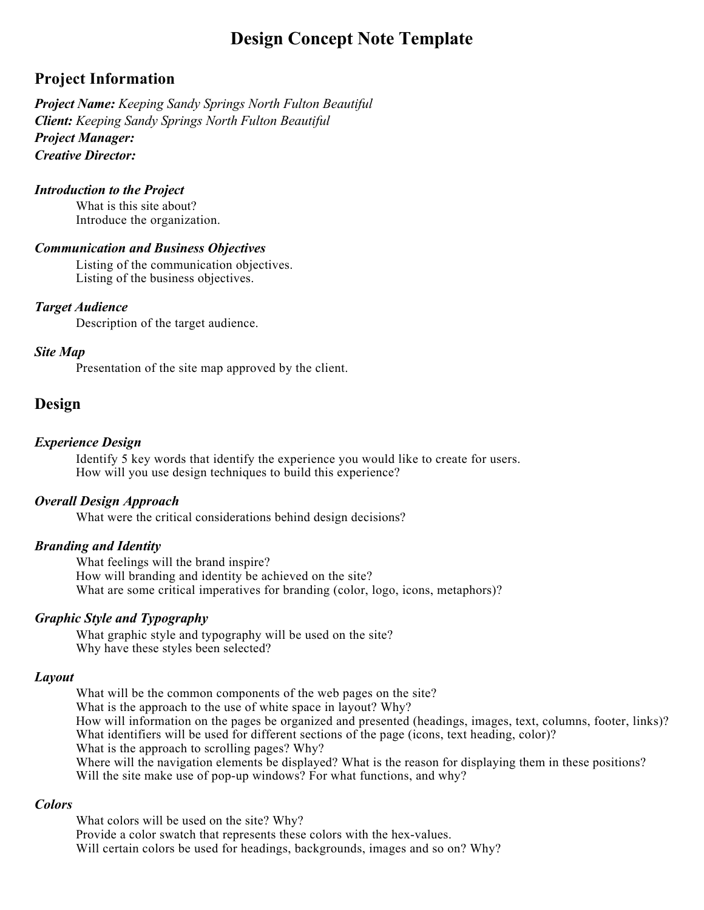# Design Concept Note Template

## Project Information

***Project Name:*** *Keeping Sandy Springs North Fulton Beautiful*
***Client:*** *Keeping Sandy Springs North Fulton Beautiful*
***Project Manager:***
***Creative Director:***

### *Introduction to the Project*

What is this site about?
Introduce the organization.

### *Communication and Business Objectives*

Listing of the communication objectives.
Listing of the business objectives.

### *Target Audience*

Description of the target audience.

### *Site Map*

Presentation of the site map approved by the client.

## Design

### *Experience Design*

Identify 5 key words that identify the experience you would like to create for users.
How will you use design techniques to build this experience?

### *Overall Design Approach*

What were the critical considerations behind design decisions?

### *Branding and Identity*

What feelings will the brand inspire?
How will branding and identity be achieved on the site?
What are some critical imperatives for branding (color, logo, icons, metaphors)?

### *Graphic Style and Typography*

What graphic style and typography will be used on the site?
Why have these styles been selected?

### *Layout*

What will be the common components of the web pages on the site?
What is the approach to the use of white space in layout? Why?
How will information on the pages be organized and presented (headings, images, text, columns, footer, links)?
What identifiers will be used for different sections of the page (icons, text heading, color)?
What is the approach to scrolling pages? Why?
Where will the navigation elements be displayed? What is the reason for displaying them in these positions?
Will the site make use of pop-up windows? For what functions, and why?

### *Colors*

What colors will be used on the site? Why?
Provide a color swatch that represents these colors with the hex-values.
Will certain colors be used for headings, backgrounds, images and so on? Why?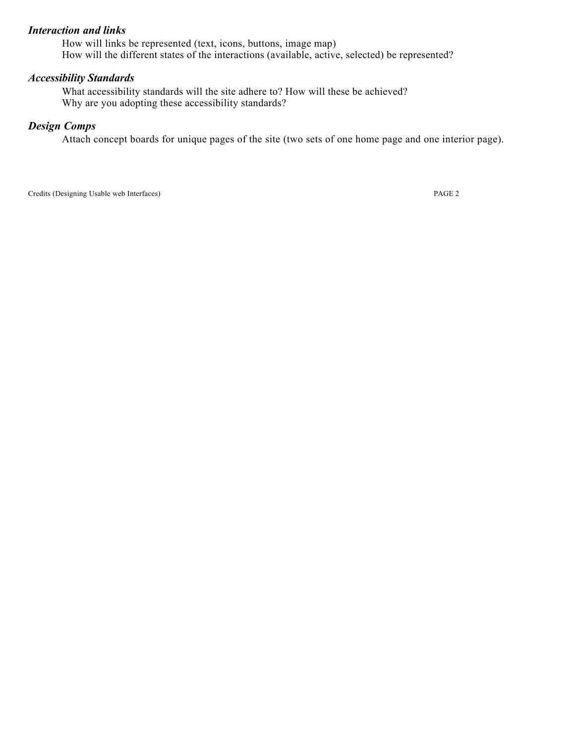### *Interaction and links*

How will links be represented (text, icons, buttons, image map)
How will the different states of the interactions (available, active, selected) be represented?

### *Accessibility Standards*

What accessibility standards will the site adhere to? How will these be achieved?
Why are you adopting these accessibility standards?

### *Design Comps*

Attach concept boards for unique pages of the site (two sets of one home page and one interior page).